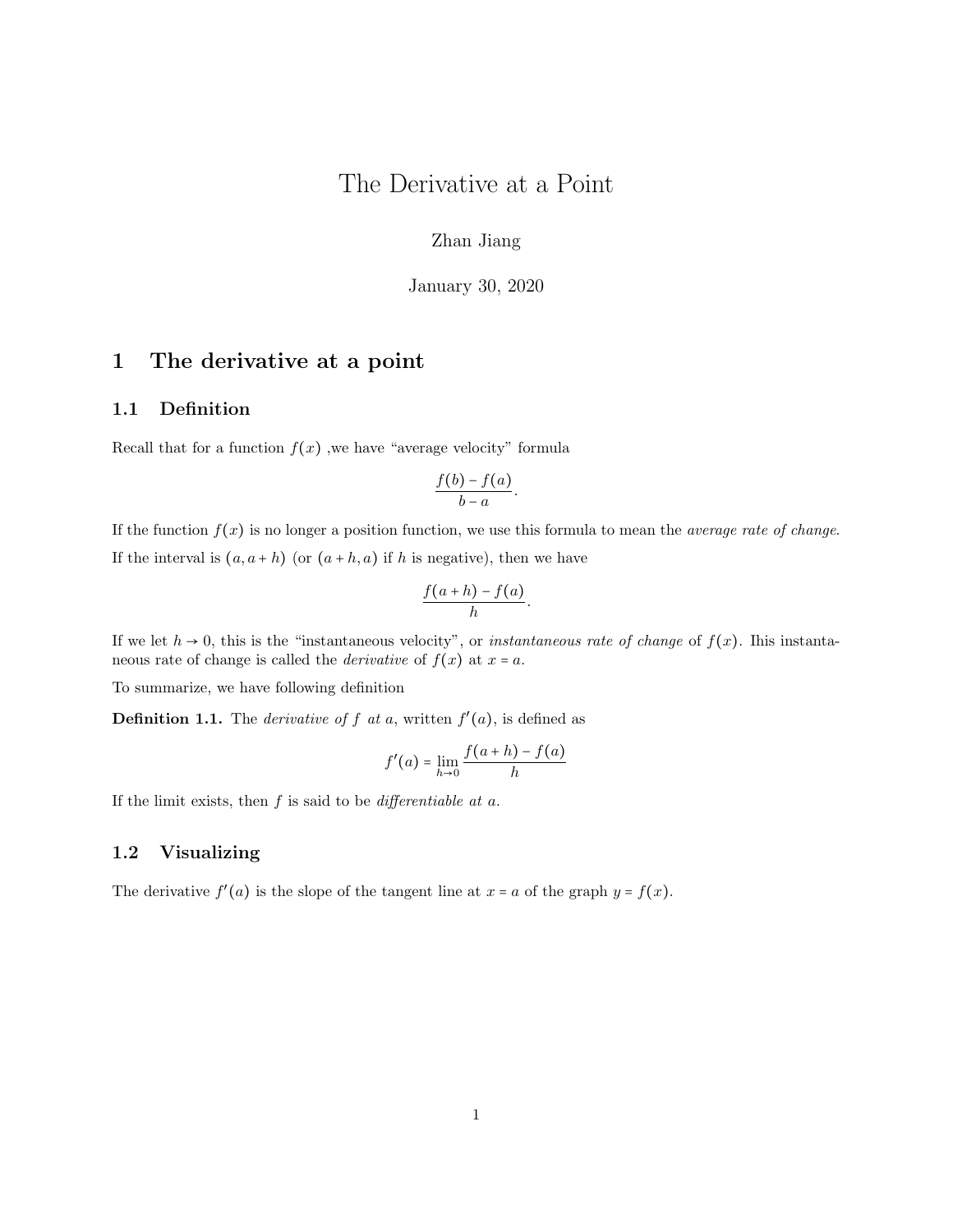# The Derivative at a Point

Zhan Jiang

January 30, 2020

## 1 The derivative at a point

### 1.1 Definition

Recall that for a function $f(x)$ ,we have "average velocity" formula

$$\frac{f(b) - f(a)}{b - a}.$$

If the function $f(x)$ is no longer a position function, we use this formula to mean the *average rate of change*. If the interval is $(a, a + h)$ (or $(a + h, a)$ if $h$ is negative), then we have

$$\frac{f(a + h) - f(a)}{h}.$$

If we let $h \to 0$, this is the "instantaneous velocity", or *instantaneous rate of change* of $f(x)$. Ihis instantaneous rate of change is called the *derivative* of $f(x)$ at $x = a$.

To summarize, we have following definition

**Definition 1.1.** The *derivative of $f$ at $a$*, written $f'(a)$, is defined as

$$f'(a) = \lim_{h \to 0} \frac{f(a + h) - f(a)}{h}$$

If the limit exists, then $f$ is said to be *differentiable at $a$*.

### 1.2 Visualizing

The derivative $f'(a)$ is the slope of the tangent line at $x = a$ of the graph $y = f(x)$.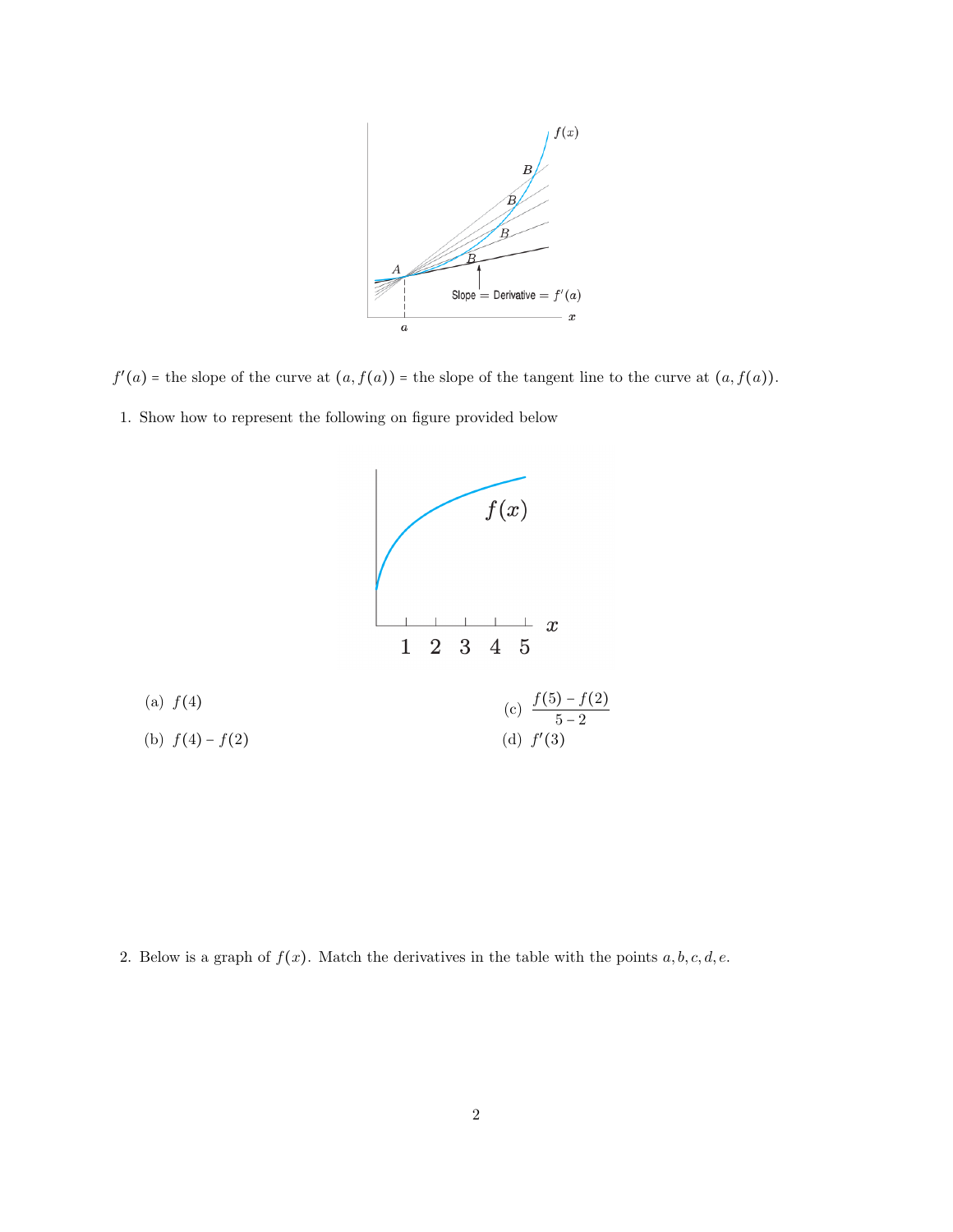$f'(a)$ = the slope of the curve at $(a, f(a))$ = the slope of the tangent line to the curve at $(a, f(a))$.

1. Show how to represent the following on figure provided below

   (a) $f(4)$

   (b) $f(4) - f(2)$

   (c) $\dfrac{f(5) - f(2)}{5 - 2}$

   (d) $f'(3)$

2. Below is a graph of $f(x)$. Match the derivatives in the table with the points $a, b, c, d, e$.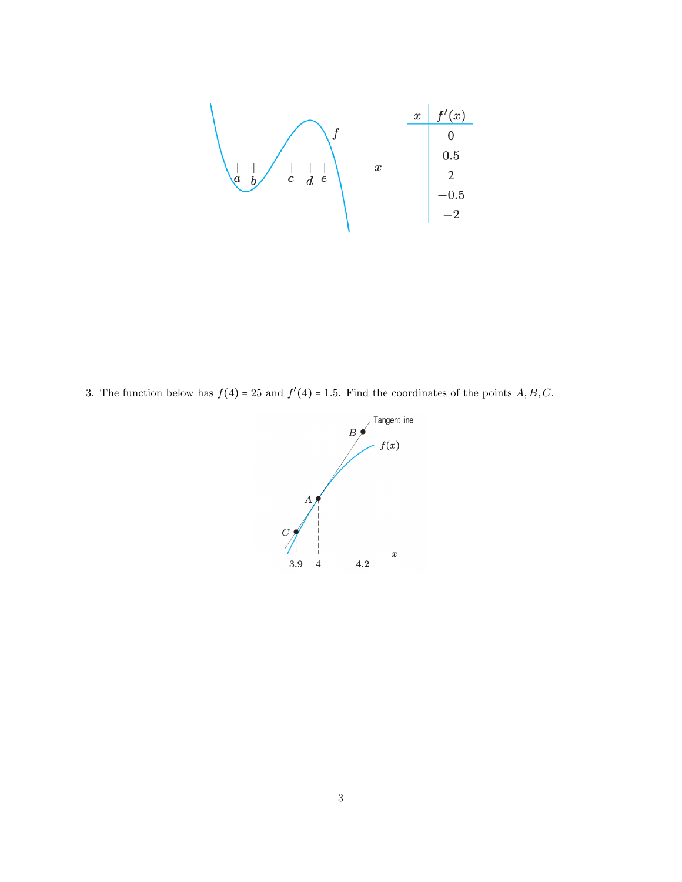| $x$ | $f'(x)$ |
|---|---|
| | 0 |
| | 0.5 |
| | 2 |
| | $-0.5$ |
| | $-2$ |

3. The function below has $f(4) = 25$ and $f'(4) = 1.5$. Find the coordinates of the points $A, B, C$.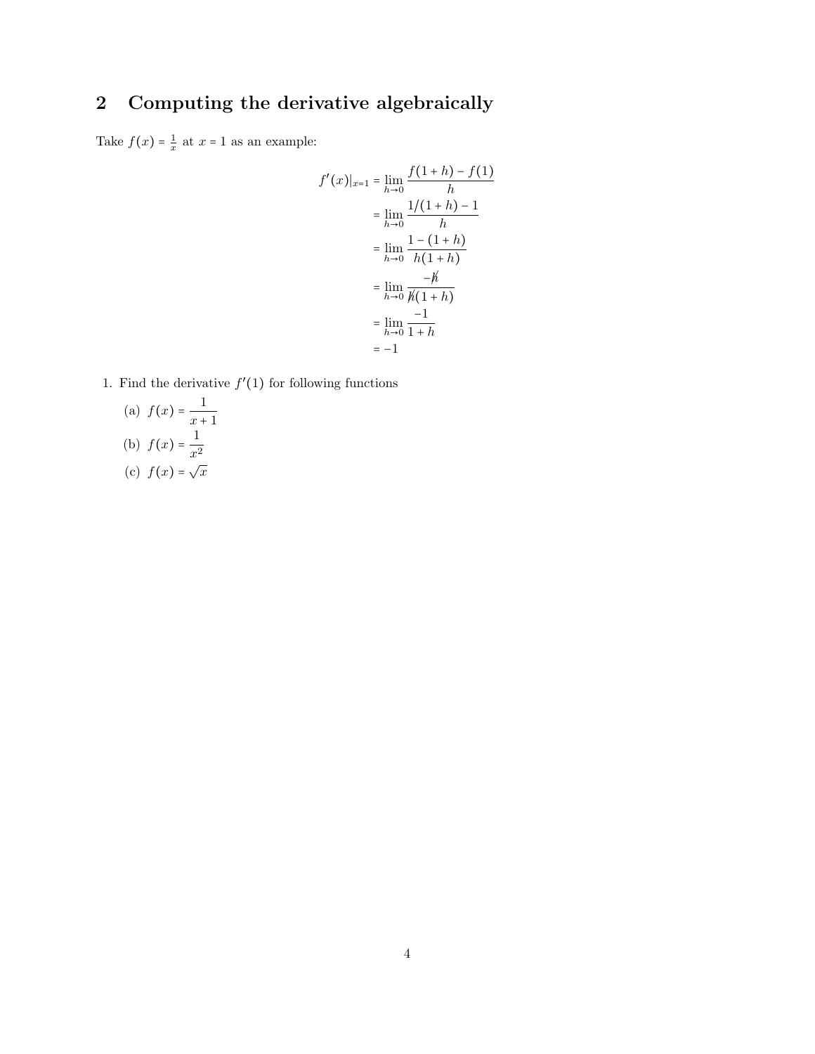## 2 Computing the derivative algebraically

Take $f(x) = \frac{1}{x}$ at $x = 1$ as an example:

$$
\begin{aligned}
f'(x)|_{x=1} &= \lim_{h \to 0} \frac{f(1+h) - f(1)}{h} \\
&= \lim_{h \to 0} \frac{1/(1+h) - 1}{h} \\
&= \lim_{h \to 0} \frac{1 - (1+h)}{h(1+h)} \\
&= \lim_{h \to 0} \frac{-\cancel{h}}{\cancel{h}(1+h)} \\
&= \lim_{h \to 0} \frac{-1}{1+h} \\
&= -1
\end{aligned}
$$

1. Find the derivative $f'(1)$ for following functions

   (a) $f(x) = \dfrac{1}{x+1}$

   (b) $f(x) = \dfrac{1}{x^2}$

   (c) $f(x) = \sqrt{x}$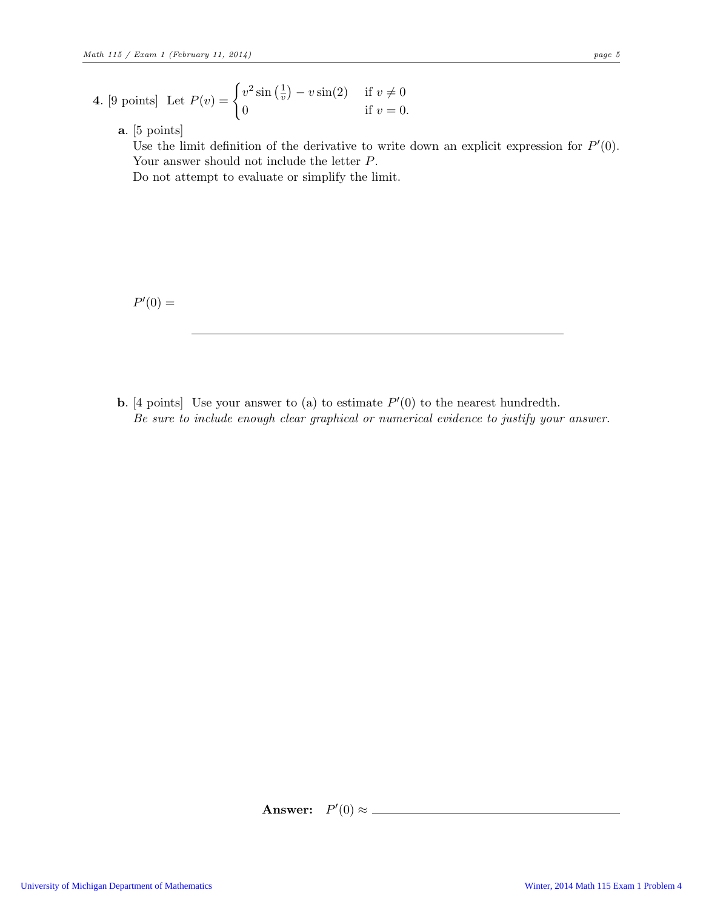**4.** [9 points] Let $P(v) = \begin{cases} v^2 \sin\left(\frac{1}{v}\right) - v\sin(2) & \text{if } v \neq 0 \\ 0 & \text{if } v = 0. \end{cases}$

**a.** [5 points]
Use the limit definition of the derivative to write down an explicit expression for $P'(0)$. Your answer should not include the letter $P$.
Do not attempt to evaluate or simplify the limit.

$P'(0) =$ \_\_\_\_\_\_\_\_\_\_\_\_\_\_\_\_\_\_\_\_\_\_\_\_\_\_\_\_\_\_\_\_\_\_\_\_\_\_\_\_

**b.** [4 points] Use your answer to (a) to estimate $P'(0)$ to the nearest hundredth.
*Be sure to include enough clear graphical or numerical evidence to justify your answer.*

**Answer:** $P'(0) \approx$ \_\_\_\_\_\_\_\_\_\_\_\_\_\_\_\_\_\_\_\_\_\_\_\_\_\_\_\_\_\_\_\_\_\_\_\_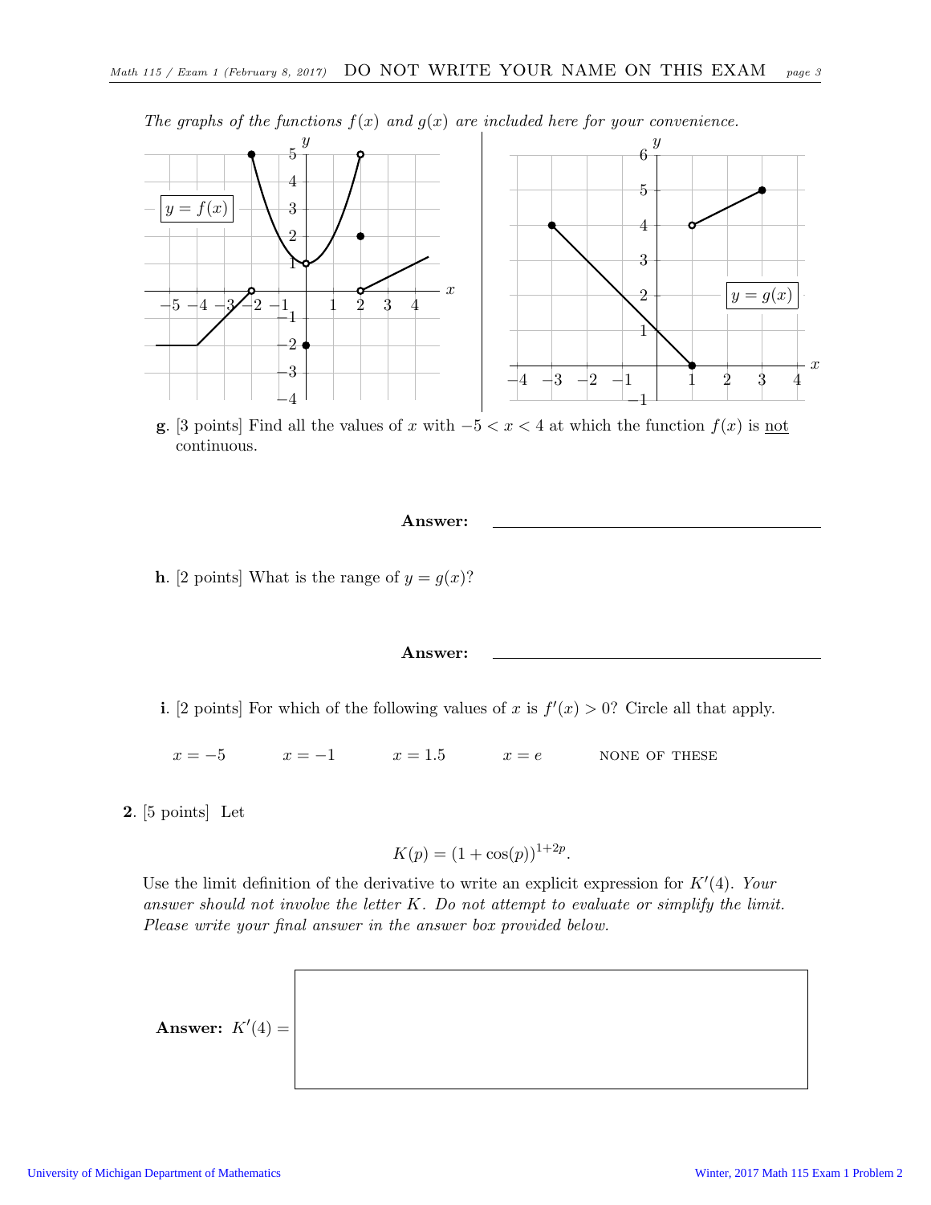*The graphs of the functions $f(x)$ and $g(x)$ are included here for your convenience.*

**g**. [3 points] Find all the values of $x$ with $-5 < x < 4$ at which the function $f(x)$ is <u>not</u> continuous.

**Answer:** \_\_\_\_\_\_\_\_\_\_\_\_\_\_\_\_\_\_\_\_\_\_\_\_

**h**. [2 points] What is the range of $y = g(x)$?

**Answer:** \_\_\_\_\_\_\_\_\_\_\_\_\_\_\_\_\_\_\_\_\_\_\_\_

**i**. [2 points] For which of the following values of $x$ is $f'(x) > 0$? Circle all that apply.

$x = -5$ $\qquad$ $x = -1$ $\qquad$ $x = 1.5$ $\qquad$ $x = e$ $\qquad$ NONE OF THESE

**2**. [5 points] Let

$$K(p) = (1 + \cos(p))^{1+2p}.$$

Use the limit definition of the derivative to write an explicit expression for $K'(4)$. *Your answer should not involve the letter $K$. Do not attempt to evaluate or simplify the limit. Please write your final answer in the answer box provided below.*

**Answer:** $K'(4) =$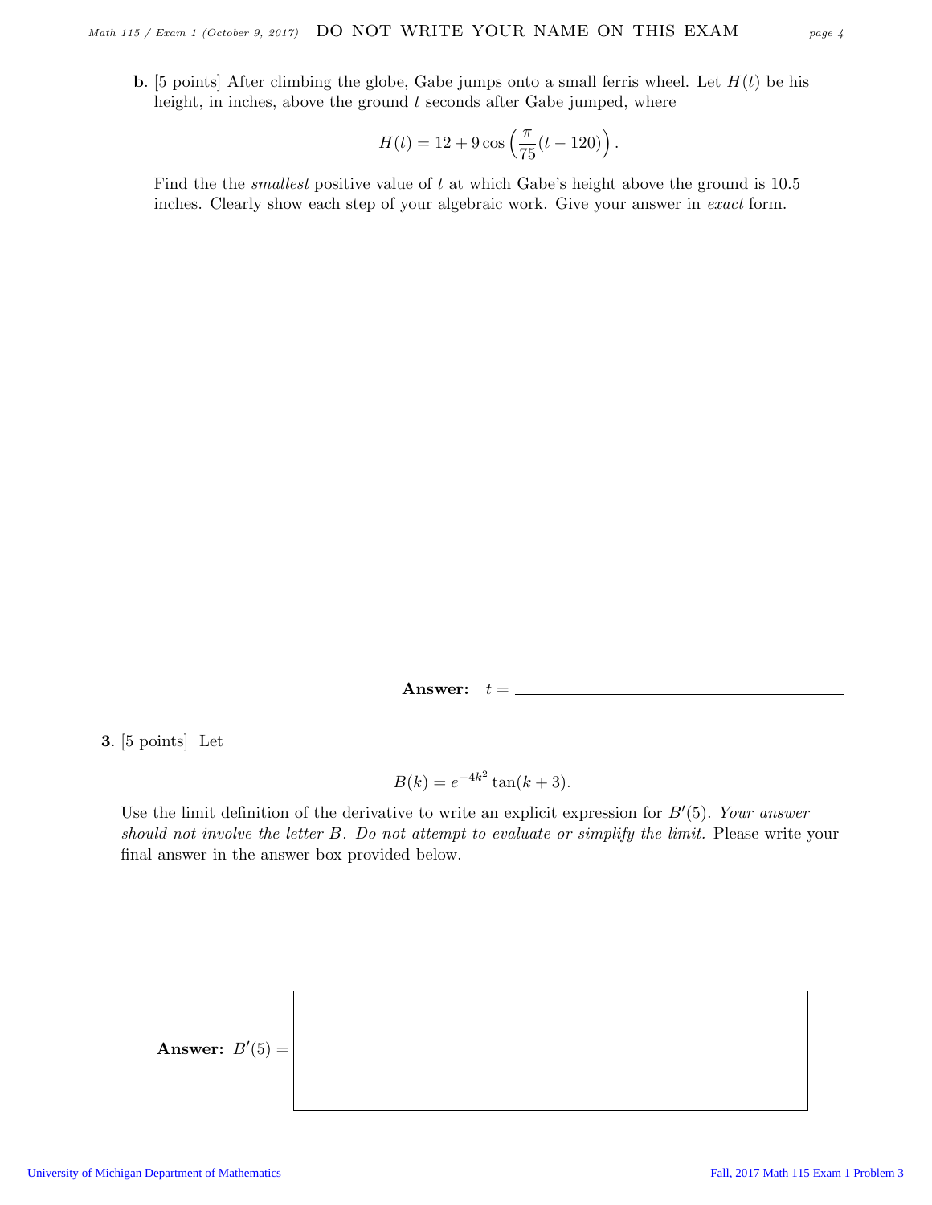**b**. [5 points] After climbing the globe, Gabe jumps onto a small ferris wheel. Let $H(t)$ be his height, in inches, above the ground $t$ seconds after Gabe jumped, where

$$H(t) = 12 + 9\cos\left(\frac{\pi}{75}(t - 120)\right).$$

Find the the *smallest* positive value of $t$ at which Gabe's height above the ground is 10.5 inches. Clearly show each step of your algebraic work. Give your answer in *exact* form.

**Answer:** $t =$ \_\_\_\_\_\_\_\_\_\_\_\_\_\_\_\_\_\_\_\_\_\_\_\_

**3**. [5 points] Let

$$B(k) = e^{-4k^2}\tan(k+3).$$

Use the limit definition of the derivative to write an explicit expression for $B'(5)$. *Your answer should not involve the letter $B$. Do not attempt to evaluate or simplify the limit.* Please write your final answer in the answer box provided below.

**Answer:** $B'(5) =$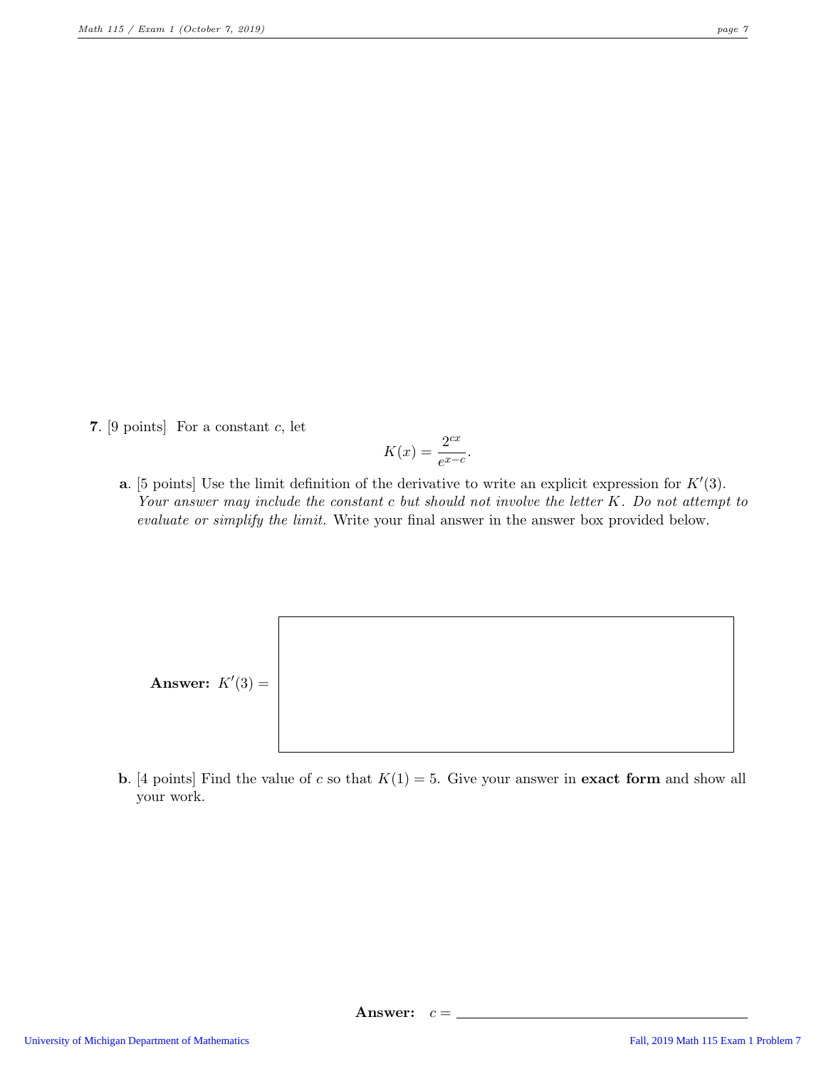**7**. [9 points] For a constant $c$, let

$$K(x) = \frac{2^{cx}}{e^{x-c}}.$$

**a**. [5 points] Use the limit definition of the derivative to write an explicit expression for $K'(3)$. *Your answer may include the constant $c$ but should not involve the letter $K$. Do not attempt to evaluate or simplify the limit.* Write your final answer in the answer box provided below.

**Answer:** $K'(3) =$

**b**. [4 points] Find the value of $c$ so that $K(1) = 5$. Give your answer in **exact form** and show all your work.

**Answer:** $c =$ \_\_\_\_\_\_\_\_\_\_\_\_\_\_\_\_\_\_\_\_\_\_\_\_\_\_\_\_